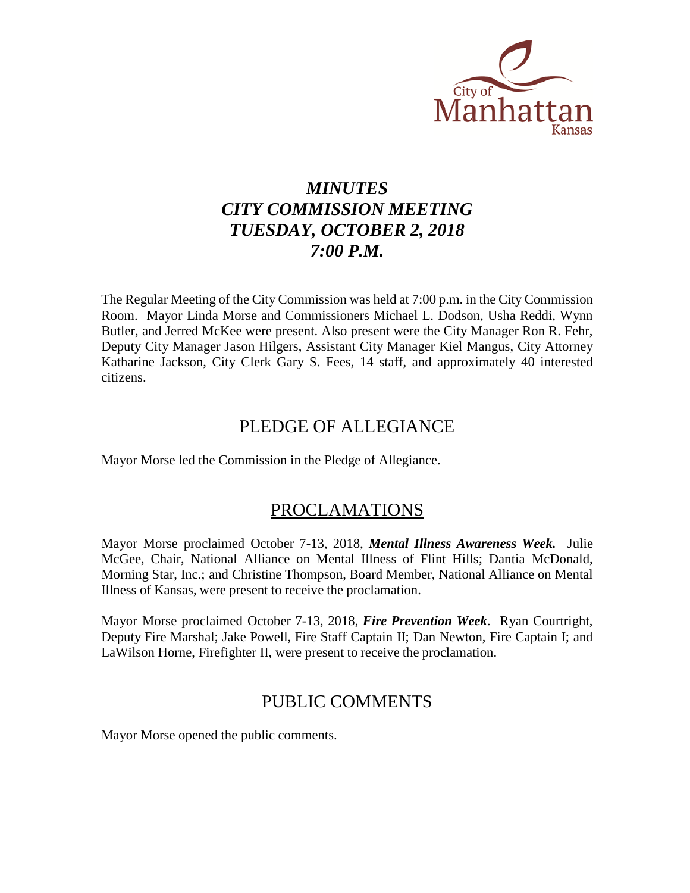City of Manhattan Kansas

# *MINUTES*
# *CITY COMMISSION MEETING*
# *TUESDAY, OCTOBER 2, 2018*
# *7:00 P.M.*

The Regular Meeting of the City Commission was held at 7:00 p.m. in the City Commission Room. Mayor Linda Morse and Commissioners Michael L. Dodson, Usha Reddi, Wynn Butler, and Jerred McKee were present. Also present were the City Manager Ron R. Fehr, Deputy City Manager Jason Hilgers, Assistant City Manager Kiel Mangus, City Attorney Katharine Jackson, City Clerk Gary S. Fees, 14 staff, and approximately 40 interested citizens.

## PLEDGE OF ALLEGIANCE

Mayor Morse led the Commission in the Pledge of Allegiance.

## PROCLAMATIONS

Mayor Morse proclaimed October 7-13, 2018, ***Mental Illness Awareness Week.*** Julie McGee, Chair, National Alliance on Mental Illness of Flint Hills; Dantia McDonald, Morning Star, Inc.; and Christine Thompson, Board Member, National Alliance on Mental Illness of Kansas, were present to receive the proclamation.

Mayor Morse proclaimed October 7-13, 2018, ***Fire Prevention Week***. Ryan Courtright, Deputy Fire Marshal; Jake Powell, Fire Staff Captain II; Dan Newton, Fire Captain I; and LaWilson Horne, Firefighter II, were present to receive the proclamation.

## PUBLIC COMMENTS

Mayor Morse opened the public comments.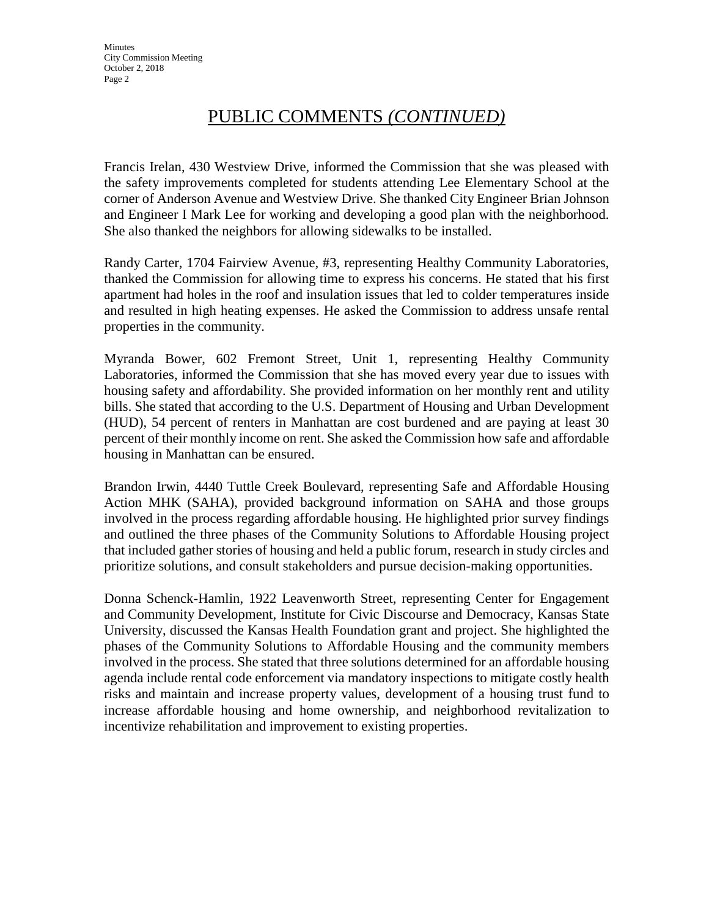## PUBLIC COMMENTS *(CONTINUED)*

Francis Irelan, 430 Westview Drive, informed the Commission that she was pleased with the safety improvements completed for students attending Lee Elementary School at the corner of Anderson Avenue and Westview Drive. She thanked City Engineer Brian Johnson and Engineer I Mark Lee for working and developing a good plan with the neighborhood. She also thanked the neighbors for allowing sidewalks to be installed.

Randy Carter, 1704 Fairview Avenue, #3, representing Healthy Community Laboratories, thanked the Commission for allowing time to express his concerns. He stated that his first apartment had holes in the roof and insulation issues that led to colder temperatures inside and resulted in high heating expenses. He asked the Commission to address unsafe rental properties in the community.

Myranda Bower, 602 Fremont Street, Unit 1, representing Healthy Community Laboratories, informed the Commission that she has moved every year due to issues with housing safety and affordability. She provided information on her monthly rent and utility bills. She stated that according to the U.S. Department of Housing and Urban Development (HUD), 54 percent of renters in Manhattan are cost burdened and are paying at least 30 percent of their monthly income on rent. She asked the Commission how safe and affordable housing in Manhattan can be ensured.

Brandon Irwin, 4440 Tuttle Creek Boulevard, representing Safe and Affordable Housing Action MHK (SAHA), provided background information on SAHA and those groups involved in the process regarding affordable housing. He highlighted prior survey findings and outlined the three phases of the Community Solutions to Affordable Housing project that included gather stories of housing and held a public forum, research in study circles and prioritize solutions, and consult stakeholders and pursue decision-making opportunities.

Donna Schenck-Hamlin, 1922 Leavenworth Street, representing Center for Engagement and Community Development, Institute for Civic Discourse and Democracy, Kansas State University, discussed the Kansas Health Foundation grant and project. She highlighted the phases of the Community Solutions to Affordable Housing and the community members involved in the process. She stated that three solutions determined for an affordable housing agenda include rental code enforcement via mandatory inspections to mitigate costly health risks and maintain and increase property values, development of a housing trust fund to increase affordable housing and home ownership, and neighborhood revitalization to incentivize rehabilitation and improvement to existing properties.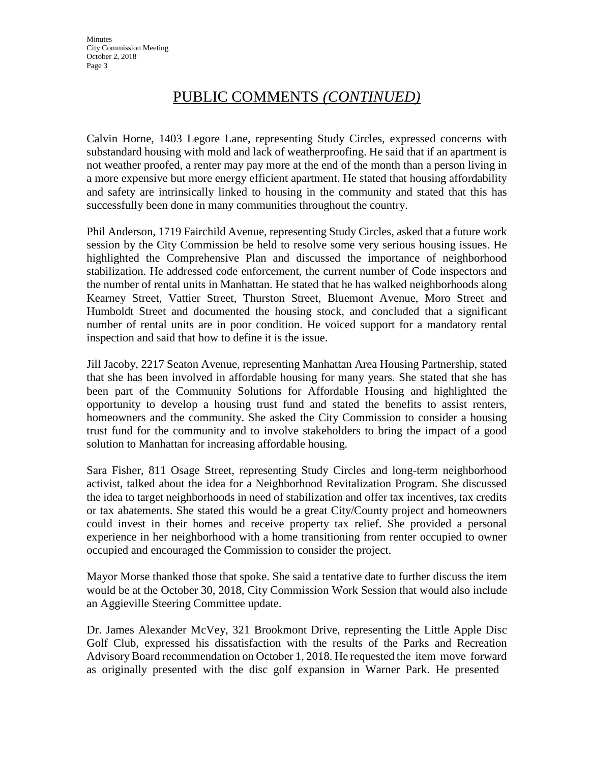## PUBLIC COMMENTS *(CONTINUED)*

Calvin Horne, 1403 Legore Lane, representing Study Circles, expressed concerns with substandard housing with mold and lack of weatherproofing. He said that if an apartment is not weather proofed, a renter may pay more at the end of the month than a person living in a more expensive but more energy efficient apartment. He stated that housing affordability and safety are intrinsically linked to housing in the community and stated that this has successfully been done in many communities throughout the country.

Phil Anderson, 1719 Fairchild Avenue, representing Study Circles, asked that a future work session by the City Commission be held to resolve some very serious housing issues. He highlighted the Comprehensive Plan and discussed the importance of neighborhood stabilization. He addressed code enforcement, the current number of Code inspectors and the number of rental units in Manhattan. He stated that he has walked neighborhoods along Kearney Street, Vattier Street, Thurston Street, Bluemont Avenue, Moro Street and Humboldt Street and documented the housing stock, and concluded that a significant number of rental units are in poor condition. He voiced support for a mandatory rental inspection and said that how to define it is the issue.

Jill Jacoby, 2217 Seaton Avenue, representing Manhattan Area Housing Partnership, stated that she has been involved in affordable housing for many years. She stated that she has been part of the Community Solutions for Affordable Housing and highlighted the opportunity to develop a housing trust fund and stated the benefits to assist renters, homeowners and the community. She asked the City Commission to consider a housing trust fund for the community and to involve stakeholders to bring the impact of a good solution to Manhattan for increasing affordable housing.

Sara Fisher, 811 Osage Street, representing Study Circles and long-term neighborhood activist, talked about the idea for a Neighborhood Revitalization Program. She discussed the idea to target neighborhoods in need of stabilization and offer tax incentives, tax credits or tax abatements. She stated this would be a great City/County project and homeowners could invest in their homes and receive property tax relief. She provided a personal experience in her neighborhood with a home transitioning from renter occupied to owner occupied and encouraged the Commission to consider the project.

Mayor Morse thanked those that spoke. She said a tentative date to further discuss the item would be at the October 30, 2018, City Commission Work Session that would also include an Aggieville Steering Committee update.

Dr. James Alexander McVey, 321 Brookmont Drive, representing the Little Apple Disc Golf Club, expressed his dissatisfaction with the results of the Parks and Recreation Advisory Board recommendation on October 1, 2018. He requested the item move forward as originally presented with the disc golf expansion in Warner Park. He presented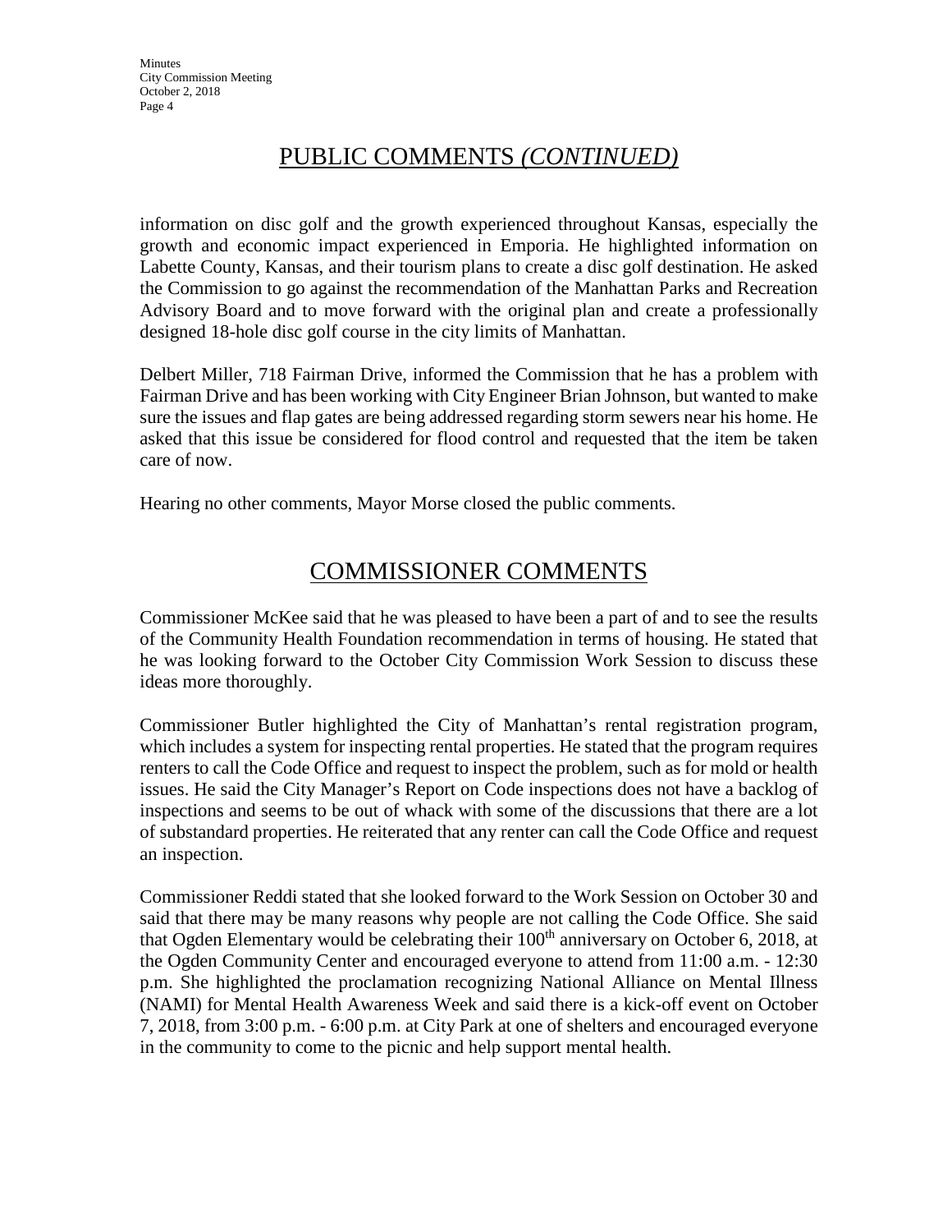## PUBLIC COMMENTS *(CONTINUED)*

information on disc golf and the growth experienced throughout Kansas, especially the growth and economic impact experienced in Emporia. He highlighted information on Labette County, Kansas, and their tourism plans to create a disc golf destination. He asked the Commission to go against the recommendation of the Manhattan Parks and Recreation Advisory Board and to move forward with the original plan and create a professionally designed 18-hole disc golf course in the city limits of Manhattan.

Delbert Miller, 718 Fairman Drive, informed the Commission that he has a problem with Fairman Drive and has been working with City Engineer Brian Johnson, but wanted to make sure the issues and flap gates are being addressed regarding storm sewers near his home. He asked that this issue be considered for flood control and requested that the item be taken care of now.

Hearing no other comments, Mayor Morse closed the public comments.

## COMMISSIONER COMMENTS

Commissioner McKee said that he was pleased to have been a part of and to see the results of the Community Health Foundation recommendation in terms of housing. He stated that he was looking forward to the October City Commission Work Session to discuss these ideas more thoroughly.

Commissioner Butler highlighted the City of Manhattan's rental registration program, which includes a system for inspecting rental properties. He stated that the program requires renters to call the Code Office and request to inspect the problem, such as for mold or health issues. He said the City Manager's Report on Code inspections does not have a backlog of inspections and seems to be out of whack with some of the discussions that there are a lot of substandard properties. He reiterated that any renter can call the Code Office and request an inspection.

Commissioner Reddi stated that she looked forward to the Work Session on October 30 and said that there may be many reasons why people are not calling the Code Office. She said that Ogden Elementary would be celebrating their 100th anniversary on October 6, 2018, at the Ogden Community Center and encouraged everyone to attend from 11:00 a.m. - 12:30 p.m. She highlighted the proclamation recognizing National Alliance on Mental Illness (NAMI) for Mental Health Awareness Week and said there is a kick-off event on October 7, 2018, from 3:00 p.m. - 6:00 p.m. at City Park at one of shelters and encouraged everyone in the community to come to the picnic and help support mental health.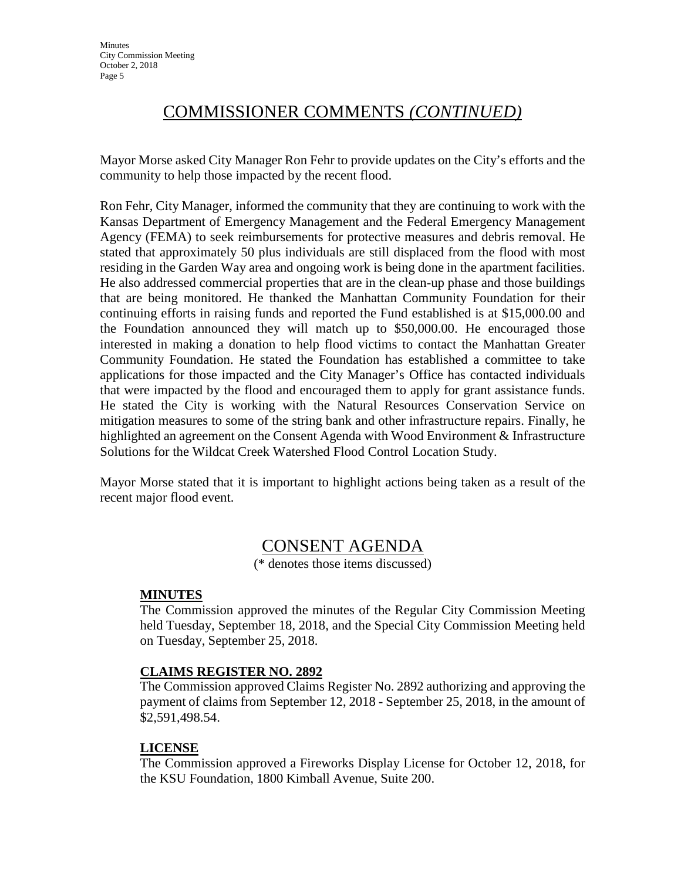## COMMISSIONER COMMENTS *(CONTINUED)*

Mayor Morse asked City Manager Ron Fehr to provide updates on the City's efforts and the community to help those impacted by the recent flood.

Ron Fehr, City Manager, informed the community that they are continuing to work with the Kansas Department of Emergency Management and the Federal Emergency Management Agency (FEMA) to seek reimbursements for protective measures and debris removal. He stated that approximately 50 plus individuals are still displaced from the flood with most residing in the Garden Way area and ongoing work is being done in the apartment facilities. He also addressed commercial properties that are in the clean-up phase and those buildings that are being monitored. He thanked the Manhattan Community Foundation for their continuing efforts in raising funds and reported the Fund established is at $15,000.00 and the Foundation announced they will match up to $50,000.00. He encouraged those interested in making a donation to help flood victims to contact the Manhattan Greater Community Foundation. He stated the Foundation has established a committee to take applications for those impacted and the City Manager's Office has contacted individuals that were impacted by the flood and encouraged them to apply for grant assistance funds. He stated the City is working with the Natural Resources Conservation Service on mitigation measures to some of the string bank and other infrastructure repairs. Finally, he highlighted an agreement on the Consent Agenda with Wood Environment & Infrastructure Solutions for the Wildcat Creek Watershed Flood Control Location Study.

Mayor Morse stated that it is important to highlight actions being taken as a result of the recent major flood event.

## CONSENT AGENDA

(* denotes those items discussed)

### MINUTES

The Commission approved the minutes of the Regular City Commission Meeting held Tuesday, September 18, 2018, and the Special City Commission Meeting held on Tuesday, September 25, 2018.

### CLAIMS REGISTER NO. 2892

The Commission approved Claims Register No. 2892 authorizing and approving the payment of claims from September 12, 2018 - September 25, 2018, in the amount of $2,591,498.54.

### LICENSE

The Commission approved a Fireworks Display License for October 12, 2018, for the KSU Foundation, 1800 Kimball Avenue, Suite 200.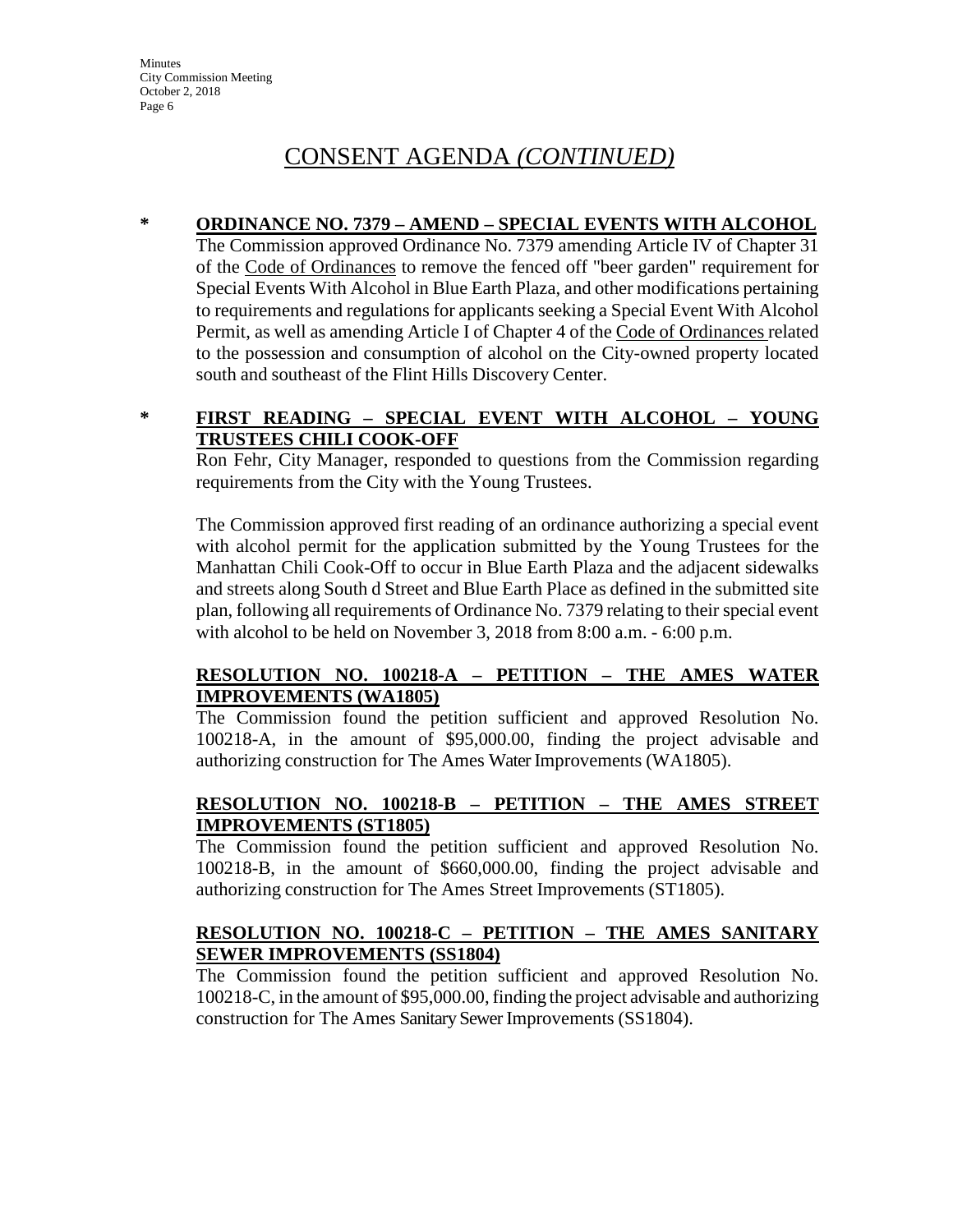# CONSENT AGENDA *(CONTINUED)*

\* **ORDINANCE NO. 7379 – AMEND – SPECIAL EVENTS WITH ALCOHOL**

The Commission approved Ordinance No. 7379 amending Article IV of Chapter 31 of the Code of Ordinances to remove the fenced off "beer garden" requirement for Special Events With Alcohol in Blue Earth Plaza, and other modifications pertaining to requirements and regulations for applicants seeking a Special Event With Alcohol Permit, as well as amending Article I of Chapter 4 of the Code of Ordinances related to the possession and consumption of alcohol on the City-owned property located south and southeast of the Flint Hills Discovery Center.

\* **FIRST READING – SPECIAL EVENT WITH ALCOHOL – YOUNG TRUSTEES CHILI COOK-OFF**

Ron Fehr, City Manager, responded to questions from the Commission regarding requirements from the City with the Young Trustees.

The Commission approved first reading of an ordinance authorizing a special event with alcohol permit for the application submitted by the Young Trustees for the Manhattan Chili Cook-Off to occur in Blue Earth Plaza and the adjacent sidewalks and streets along South d Street and Blue Earth Place as defined in the submitted site plan, following all requirements of Ordinance No. 7379 relating to their special event with alcohol to be held on November 3, 2018 from 8:00 a.m. - 6:00 p.m.

**RESOLUTION NO. 100218-A – PETITION – THE AMES WATER IMPROVEMENTS (WA1805)**

The Commission found the petition sufficient and approved Resolution No. 100218-A, in the amount of $95,000.00, finding the project advisable and authorizing construction for The Ames Water Improvements (WA1805).

**RESOLUTION NO. 100218-B – PETITION – THE AMES STREET IMPROVEMENTS (ST1805)**

The Commission found the petition sufficient and approved Resolution No. 100218-B, in the amount of $660,000.00, finding the project advisable and authorizing construction for The Ames Street Improvements (ST1805).

**RESOLUTION NO. 100218-C – PETITION – THE AMES SANITARY SEWER IMPROVEMENTS (SS1804)**

The Commission found the petition sufficient and approved Resolution No. 100218-C, in the amount of $95,000.00, finding the project advisable and authorizing construction for The Ames Sanitary Sewer Improvements (SS1804).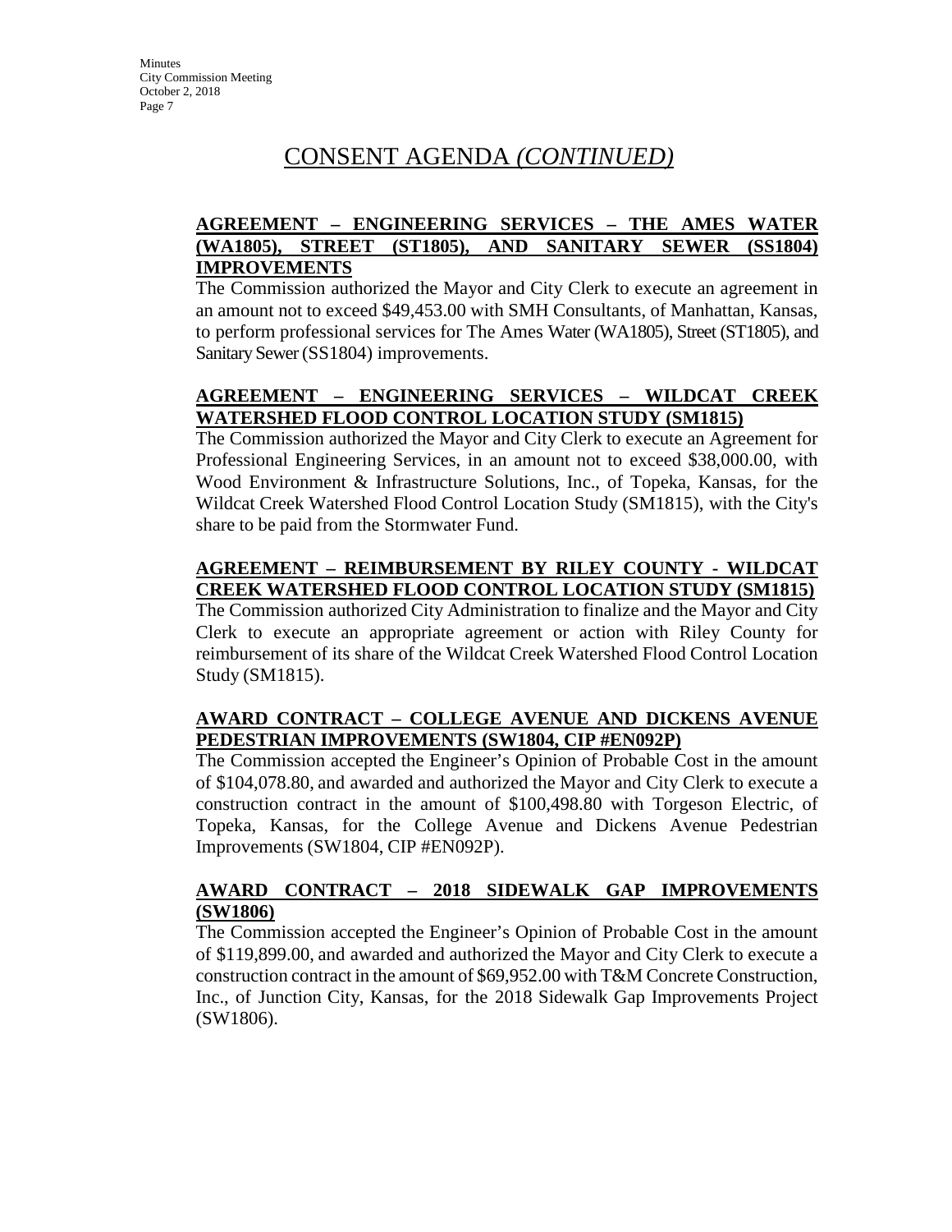# CONSENT AGENDA *(CONTINUED)*

**AGREEMENT – ENGINEERING SERVICES – THE AMES WATER (WA1805), STREET (ST1805), AND SANITARY SEWER (SS1804) IMPROVEMENTS**

The Commission authorized the Mayor and City Clerk to execute an agreement in an amount not to exceed $49,453.00 with SMH Consultants, of Manhattan, Kansas, to perform professional services for The Ames Water (WA1805), Street (ST1805), and Sanitary Sewer (SS1804) improvements.

**AGREEMENT – ENGINEERING SERVICES – WILDCAT CREEK WATERSHED FLOOD CONTROL LOCATION STUDY (SM1815)**

The Commission authorized the Mayor and City Clerk to execute an Agreement for Professional Engineering Services, in an amount not to exceed $38,000.00, with Wood Environment & Infrastructure Solutions, Inc., of Topeka, Kansas, for the Wildcat Creek Watershed Flood Control Location Study (SM1815), with the City's share to be paid from the Stormwater Fund.

**AGREEMENT – REIMBURSEMENT BY RILEY COUNTY - WILDCAT CREEK WATERSHED FLOOD CONTROL LOCATION STUDY (SM1815)**

The Commission authorized City Administration to finalize and the Mayor and City Clerk to execute an appropriate agreement or action with Riley County for reimbursement of its share of the Wildcat Creek Watershed Flood Control Location Study (SM1815).

**AWARD CONTRACT – COLLEGE AVENUE AND DICKENS AVENUE PEDESTRIAN IMPROVEMENTS (SW1804, CIP #EN092P)**

The Commission accepted the Engineer's Opinion of Probable Cost in the amount of $104,078.80, and awarded and authorized the Mayor and City Clerk to execute a construction contract in the amount of $100,498.80 with Torgeson Electric, of Topeka, Kansas, for the College Avenue and Dickens Avenue Pedestrian Improvements (SW1804, CIP #EN092P).

**AWARD CONTRACT – 2018 SIDEWALK GAP IMPROVEMENTS (SW1806)**

The Commission accepted the Engineer's Opinion of Probable Cost in the amount of $119,899.00, and awarded and authorized the Mayor and City Clerk to execute a construction contract in the amount of $69,952.00 with T&M Concrete Construction, Inc., of Junction City, Kansas, for the 2018 Sidewalk Gap Improvements Project (SW1806).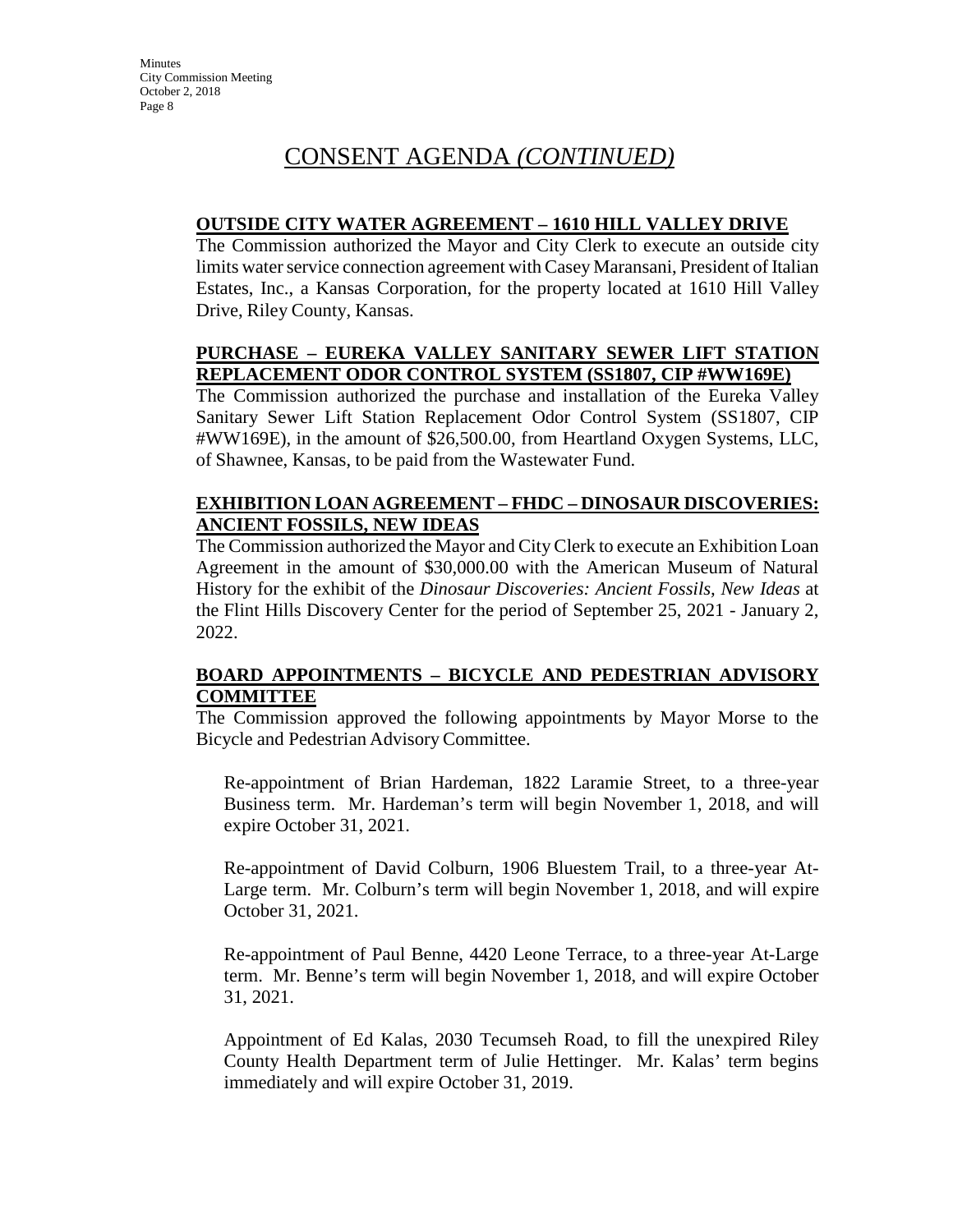# CONSENT AGENDA *(CONTINUED)*

**OUTSIDE CITY WATER AGREEMENT – 1610 HILL VALLEY DRIVE**

The Commission authorized the Mayor and City Clerk to execute an outside city limits water service connection agreement with Casey Maransani, President of Italian Estates, Inc., a Kansas Corporation, for the property located at 1610 Hill Valley Drive, Riley County, Kansas.

**PURCHASE – EUREKA VALLEY SANITARY SEWER LIFT STATION REPLACEMENT ODOR CONTROL SYSTEM (SS1807, CIP #WW169E)**

The Commission authorized the purchase and installation of the Eureka Valley Sanitary Sewer Lift Station Replacement Odor Control System (SS1807, CIP #WW169E), in the amount of $26,500.00, from Heartland Oxygen Systems, LLC, of Shawnee, Kansas, to be paid from the Wastewater Fund.

**EXHIBITION LOAN AGREEMENT – FHDC – DINOSAUR DISCOVERIES: ANCIENT FOSSILS, NEW IDEAS**

The Commission authorized the Mayor and City Clerk to execute an Exhibition Loan Agreement in the amount of $30,000.00 with the American Museum of Natural History for the exhibit of the *Dinosaur Discoveries: Ancient Fossils, New Ideas* at the Flint Hills Discovery Center for the period of September 25, 2021 - January 2, 2022.

**BOARD APPOINTMENTS – BICYCLE AND PEDESTRIAN ADVISORY COMMITTEE**

The Commission approved the following appointments by Mayor Morse to the Bicycle and Pedestrian Advisory Committee.

Re-appointment of Brian Hardeman, 1822 Laramie Street, to a three-year Business term. Mr. Hardeman's term will begin November 1, 2018, and will expire October 31, 2021.

Re-appointment of David Colburn, 1906 Bluestem Trail, to a three-year At-Large term. Mr. Colburn's term will begin November 1, 2018, and will expire October 31, 2021.

Re-appointment of Paul Benne, 4420 Leone Terrace, to a three-year At-Large term. Mr. Benne's term will begin November 1, 2018, and will expire October 31, 2021.

Appointment of Ed Kalas, 2030 Tecumseh Road, to fill the unexpired Riley County Health Department term of Julie Hettinger. Mr. Kalas' term begins immediately and will expire October 31, 2019.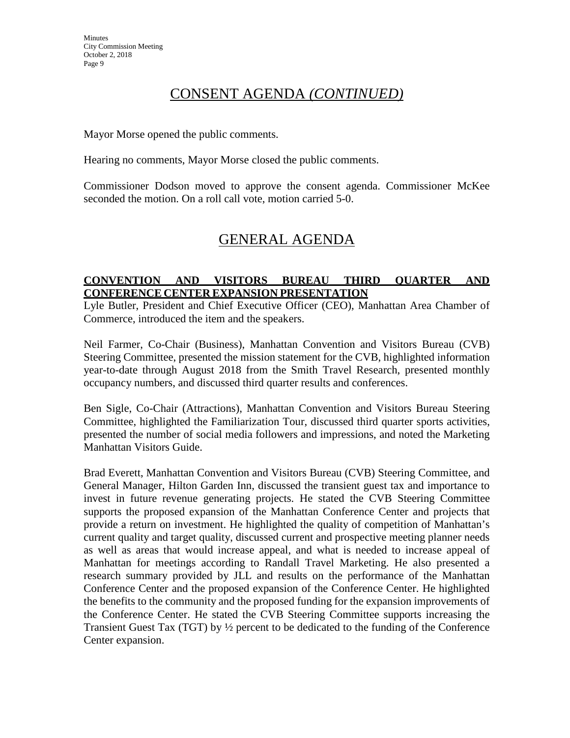## CONSENT AGENDA *(CONTINUED)*

Mayor Morse opened the public comments.

Hearing no comments, Mayor Morse closed the public comments.

Commissioner Dodson moved to approve the consent agenda. Commissioner McKee seconded the motion. On a roll call vote, motion carried 5-0.

## GENERAL AGENDA

**CONVENTION AND VISITORS BUREAU THIRD QUARTER AND CONFERENCE CENTER EXPANSION PRESENTATION**

Lyle Butler, President and Chief Executive Officer (CEO), Manhattan Area Chamber of Commerce, introduced the item and the speakers.

Neil Farmer, Co-Chair (Business), Manhattan Convention and Visitors Bureau (CVB) Steering Committee, presented the mission statement for the CVB, highlighted information year-to-date through August 2018 from the Smith Travel Research, presented monthly occupancy numbers, and discussed third quarter results and conferences.

Ben Sigle, Co-Chair (Attractions), Manhattan Convention and Visitors Bureau Steering Committee, highlighted the Familiarization Tour, discussed third quarter sports activities, presented the number of social media followers and impressions, and noted the Marketing Manhattan Visitors Guide.

Brad Everett, Manhattan Convention and Visitors Bureau (CVB) Steering Committee, and General Manager, Hilton Garden Inn, discussed the transient guest tax and importance to invest in future revenue generating projects. He stated the CVB Steering Committee supports the proposed expansion of the Manhattan Conference Center and projects that provide a return on investment. He highlighted the quality of competition of Manhattan's current quality and target quality, discussed current and prospective meeting planner needs as well as areas that would increase appeal, and what is needed to increase appeal of Manhattan for meetings according to Randall Travel Marketing. He also presented a research summary provided by JLL and results on the performance of the Manhattan Conference Center and the proposed expansion of the Conference Center. He highlighted the benefits to the community and the proposed funding for the expansion improvements of the Conference Center. He stated the CVB Steering Committee supports increasing the Transient Guest Tax (TGT) by ½ percent to be dedicated to the funding of the Conference Center expansion.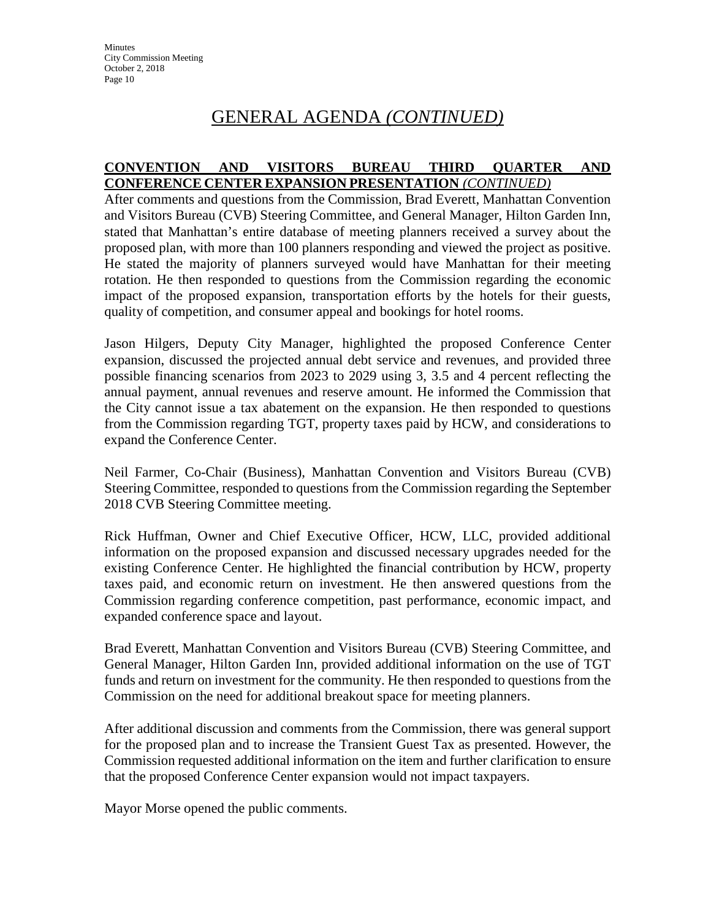## GENERAL AGENDA *(CONTINUED)*

**CONVENTION AND VISITORS BUREAU THIRD QUARTER AND CONFERENCE CENTER EXPANSION PRESENTATION** *(CONTINUED)*

After comments and questions from the Commission, Brad Everett, Manhattan Convention and Visitors Bureau (CVB) Steering Committee, and General Manager, Hilton Garden Inn, stated that Manhattan's entire database of meeting planners received a survey about the proposed plan, with more than 100 planners responding and viewed the project as positive. He stated the majority of planners surveyed would have Manhattan for their meeting rotation. He then responded to questions from the Commission regarding the economic impact of the proposed expansion, transportation efforts by the hotels for their guests, quality of competition, and consumer appeal and bookings for hotel rooms.

Jason Hilgers, Deputy City Manager, highlighted the proposed Conference Center expansion, discussed the projected annual debt service and revenues, and provided three possible financing scenarios from 2023 to 2029 using 3, 3.5 and 4 percent reflecting the annual payment, annual revenues and reserve amount. He informed the Commission that the City cannot issue a tax abatement on the expansion. He then responded to questions from the Commission regarding TGT, property taxes paid by HCW, and considerations to expand the Conference Center.

Neil Farmer, Co-Chair (Business), Manhattan Convention and Visitors Bureau (CVB) Steering Committee, responded to questions from the Commission regarding the September 2018 CVB Steering Committee meeting.

Rick Huffman, Owner and Chief Executive Officer, HCW, LLC, provided additional information on the proposed expansion and discussed necessary upgrades needed for the existing Conference Center. He highlighted the financial contribution by HCW, property taxes paid, and economic return on investment. He then answered questions from the Commission regarding conference competition, past performance, economic impact, and expanded conference space and layout.

Brad Everett, Manhattan Convention and Visitors Bureau (CVB) Steering Committee, and General Manager, Hilton Garden Inn, provided additional information on the use of TGT funds and return on investment for the community. He then responded to questions from the Commission on the need for additional breakout space for meeting planners.

After additional discussion and comments from the Commission, there was general support for the proposed plan and to increase the Transient Guest Tax as presented. However, the Commission requested additional information on the item and further clarification to ensure that the proposed Conference Center expansion would not impact taxpayers.

Mayor Morse opened the public comments.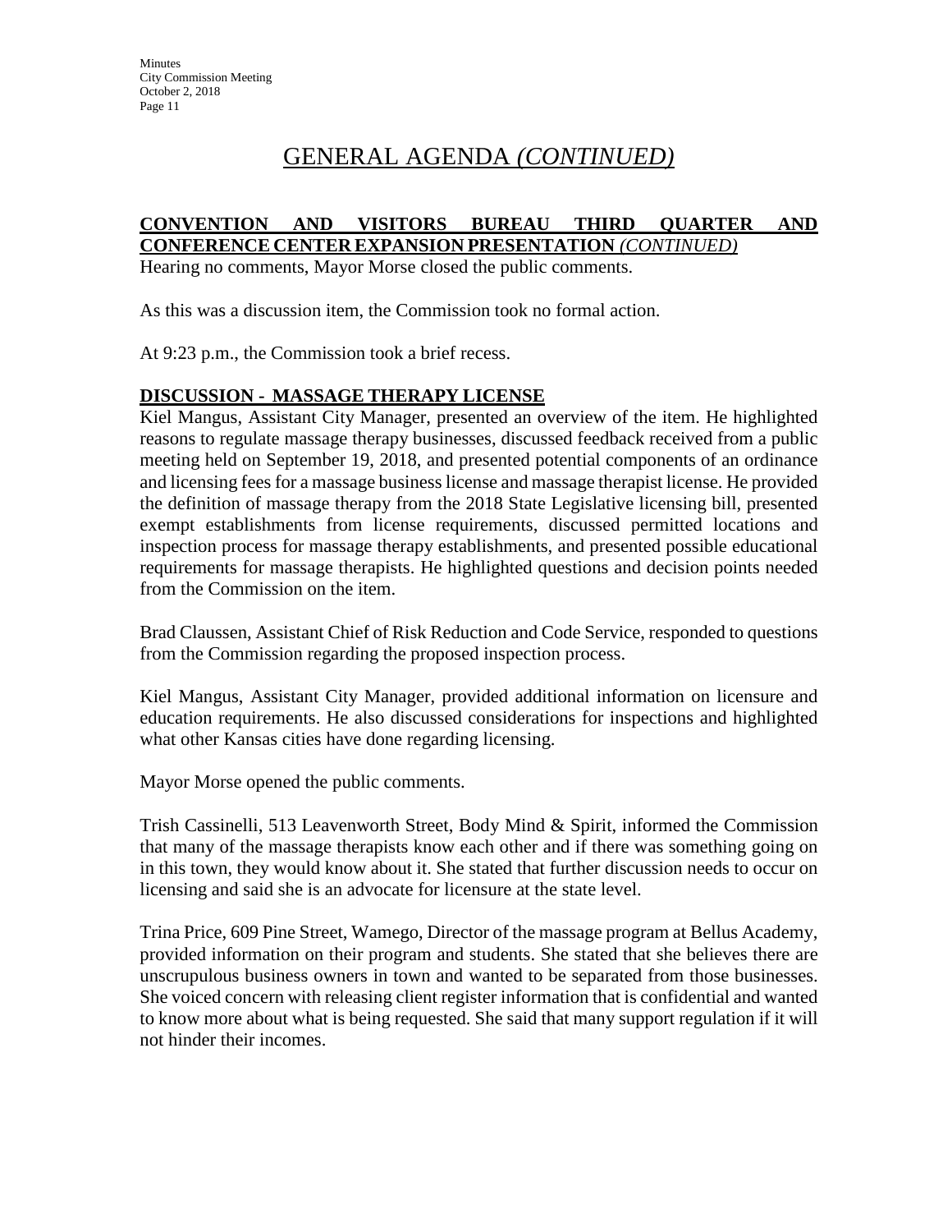# GENERAL AGENDA *(CONTINUED)*

**CONVENTION AND VISITORS BUREAU THIRD QUARTER AND CONFERENCE CENTER EXPANSION PRESENTATION** *(CONTINUED)*

Hearing no comments, Mayor Morse closed the public comments.

As this was a discussion item, the Commission took no formal action.

At 9:23 p.m., the Commission took a brief recess.

**DISCUSSION - MASSAGE THERAPY LICENSE**

Kiel Mangus, Assistant City Manager, presented an overview of the item. He highlighted reasons to regulate massage therapy businesses, discussed feedback received from a public meeting held on September 19, 2018, and presented potential components of an ordinance and licensing fees for a massage business license and massage therapist license. He provided the definition of massage therapy from the 2018 State Legislative licensing bill, presented exempt establishments from license requirements, discussed permitted locations and inspection process for massage therapy establishments, and presented possible educational requirements for massage therapists. He highlighted questions and decision points needed from the Commission on the item.

Brad Claussen, Assistant Chief of Risk Reduction and Code Service, responded to questions from the Commission regarding the proposed inspection process.

Kiel Mangus, Assistant City Manager, provided additional information on licensure and education requirements. He also discussed considerations for inspections and highlighted what other Kansas cities have done regarding licensing.

Mayor Morse opened the public comments.

Trish Cassinelli, 513 Leavenworth Street, Body Mind & Spirit, informed the Commission that many of the massage therapists know each other and if there was something going on in this town, they would know about it. She stated that further discussion needs to occur on licensing and said she is an advocate for licensure at the state level.

Trina Price, 609 Pine Street, Wamego, Director of the massage program at Bellus Academy, provided information on their program and students. She stated that she believes there are unscrupulous business owners in town and wanted to be separated from those businesses. She voiced concern with releasing client register information that is confidential and wanted to know more about what is being requested. She said that many support regulation if it will not hinder their incomes.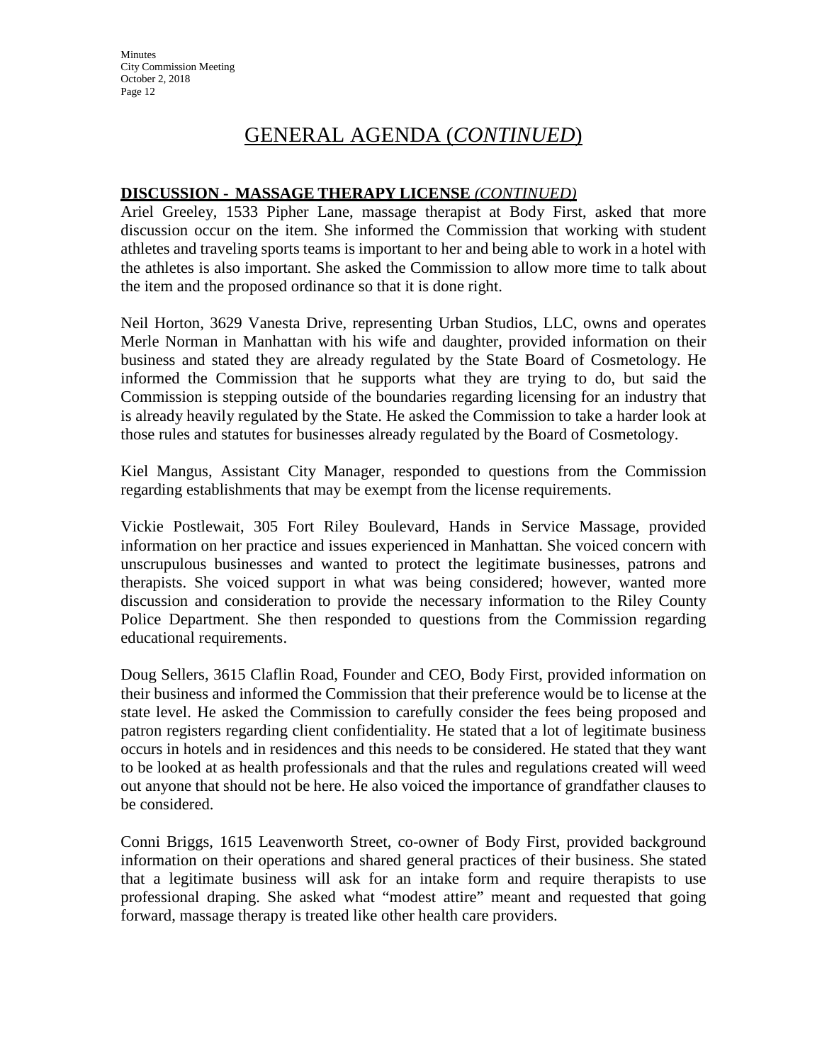# GENERAL AGENDA (*CONTINUED*)

**DISCUSSION - MASSAGE THERAPY LICENSE** ***(CONTINUED)***

Ariel Greeley, 1533 Pipher Lane, massage therapist at Body First, asked that more discussion occur on the item. She informed the Commission that working with student athletes and traveling sports teams is important to her and being able to work in a hotel with the athletes is also important. She asked the Commission to allow more time to talk about the item and the proposed ordinance so that it is done right.

Neil Horton, 3629 Vanesta Drive, representing Urban Studios, LLC, owns and operates Merle Norman in Manhattan with his wife and daughter, provided information on their business and stated they are already regulated by the State Board of Cosmetology. He informed the Commission that he supports what they are trying to do, but said the Commission is stepping outside of the boundaries regarding licensing for an industry that is already heavily regulated by the State. He asked the Commission to take a harder look at those rules and statutes for businesses already regulated by the Board of Cosmetology.

Kiel Mangus, Assistant City Manager, responded to questions from the Commission regarding establishments that may be exempt from the license requirements.

Vickie Postlewait, 305 Fort Riley Boulevard, Hands in Service Massage, provided information on her practice and issues experienced in Manhattan. She voiced concern with unscrupulous businesses and wanted to protect the legitimate businesses, patrons and therapists. She voiced support in what was being considered; however, wanted more discussion and consideration to provide the necessary information to the Riley County Police Department. She then responded to questions from the Commission regarding educational requirements.

Doug Sellers, 3615 Claflin Road, Founder and CEO, Body First, provided information on their business and informed the Commission that their preference would be to license at the state level. He asked the Commission to carefully consider the fees being proposed and patron registers regarding client confidentiality. He stated that a lot of legitimate business occurs in hotels and in residences and this needs to be considered. He stated that they want to be looked at as health professionals and that the rules and regulations created will weed out anyone that should not be here. He also voiced the importance of grandfather clauses to be considered.

Conni Briggs, 1615 Leavenworth Street, co-owner of Body First, provided background information on their operations and shared general practices of their business. She stated that a legitimate business will ask for an intake form and require therapists to use professional draping. She asked what "modest attire" meant and requested that going forward, massage therapy is treated like other health care providers.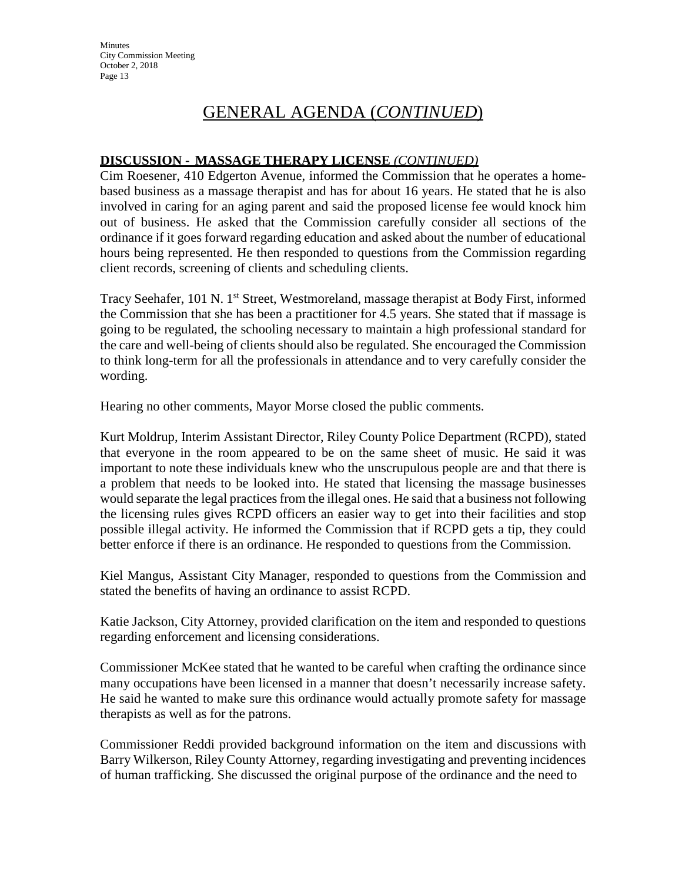# GENERAL AGENDA (*CONTINUED*)

**DISCUSSION - MASSAGE THERAPY LICENSE** ***(CONTINUED)***

Cim Roesener, 410 Edgerton Avenue, informed the Commission that he operates a home-based business as a massage therapist and has for about 16 years. He stated that he is also involved in caring for an aging parent and said the proposed license fee would knock him out of business. He asked that the Commission carefully consider all sections of the ordinance if it goes forward regarding education and asked about the number of educational hours being represented. He then responded to questions from the Commission regarding client records, screening of clients and scheduling clients.

Tracy Seehafer, 101 N. 1st Street, Westmoreland, massage therapist at Body First, informed the Commission that she has been a practitioner for 4.5 years. She stated that if massage is going to be regulated, the schooling necessary to maintain a high professional standard for the care and well-being of clients should also be regulated. She encouraged the Commission to think long-term for all the professionals in attendance and to very carefully consider the wording.

Hearing no other comments, Mayor Morse closed the public comments.

Kurt Moldrup, Interim Assistant Director, Riley County Police Department (RCPD), stated that everyone in the room appeared to be on the same sheet of music. He said it was important to note these individuals knew who the unscrupulous people are and that there is a problem that needs to be looked into. He stated that licensing the massage businesses would separate the legal practices from the illegal ones. He said that a business not following the licensing rules gives RCPD officers an easier way to get into their facilities and stop possible illegal activity. He informed the Commission that if RCPD gets a tip, they could better enforce if there is an ordinance. He responded to questions from the Commission.

Kiel Mangus, Assistant City Manager, responded to questions from the Commission and stated the benefits of having an ordinance to assist RCPD.

Katie Jackson, City Attorney, provided clarification on the item and responded to questions regarding enforcement and licensing considerations.

Commissioner McKee stated that he wanted to be careful when crafting the ordinance since many occupations have been licensed in a manner that doesn't necessarily increase safety. He said he wanted to make sure this ordinance would actually promote safety for massage therapists as well as for the patrons.

Commissioner Reddi provided background information on the item and discussions with Barry Wilkerson, Riley County Attorney, regarding investigating and preventing incidences of human trafficking. She discussed the original purpose of the ordinance and the need to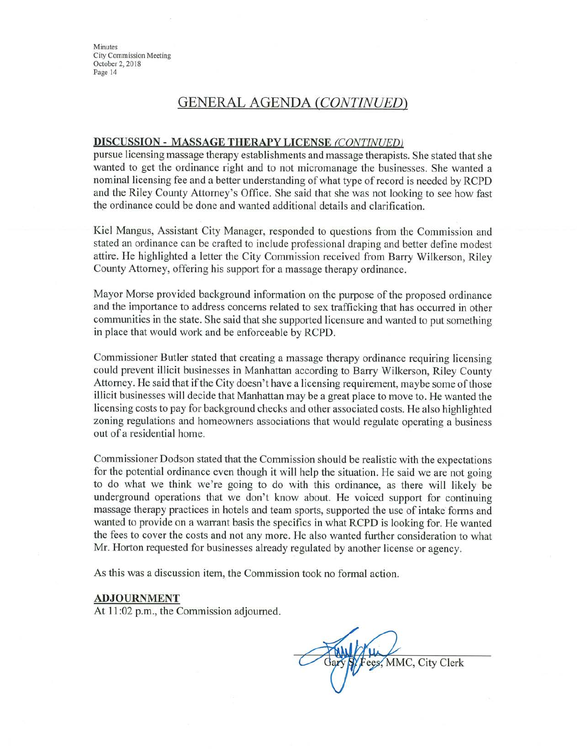## GENERAL AGENDA *(CONTINUED)*

**DISCUSSION - MASSAGE THERAPY LICENSE** *(CONTINUED)*

pursue licensing massage therapy establishments and massage therapists. She stated that she wanted to get the ordinance right and to not micromanage the businesses. She wanted a nominal licensing fee and a better understanding of what type of record is needed by RCPD and the Riley County Attorney's Office. She said that she was not looking to see how fast the ordinance could be done and wanted additional details and clarification.

Kiel Mangus, Assistant City Manager, responded to questions from the Commission and stated an ordinance can be crafted to include professional draping and better define modest attire. He highlighted a letter the City Commission received from Barry Wilkerson, Riley County Attorney, offering his support for a massage therapy ordinance.

Mayor Morse provided background information on the purpose of the proposed ordinance and the importance to address concerns related to sex trafficking that has occurred in other communities in the state. She said that she supported licensure and wanted to put something in place that would work and be enforceable by RCPD.

Commissioner Butler stated that creating a massage therapy ordinance requiring licensing could prevent illicit businesses in Manhattan according to Barry Wilkerson, Riley County Attorney. He said that if the City doesn't have a licensing requirement, maybe some of those illicit businesses will decide that Manhattan may be a great place to move to. He wanted the licensing costs to pay for background checks and other associated costs. He also highlighted zoning regulations and homeowners associations that would regulate operating a business out of a residential home.

Commissioner Dodson stated that the Commission should be realistic with the expectations for the potential ordinance even though it will help the situation. He said we are not going to do what we think we're going to do with this ordinance, as there will likely be underground operations that we don't know about. He voiced support for continuing massage therapy practices in hotels and team sports, supported the use of intake forms and wanted to provide on a warrant basis the specifics in what RCPD is looking for. He wanted the fees to cover the costs and not any more. He also wanted further consideration to what Mr. Horton requested for businesses already regulated by another license or agency.

As this was a discussion item, the Commission took no formal action.

**ADJOURNMENT**

At 11:02 p.m., the Commission adjourned.

Gary S. Fees, MMC, City Clerk